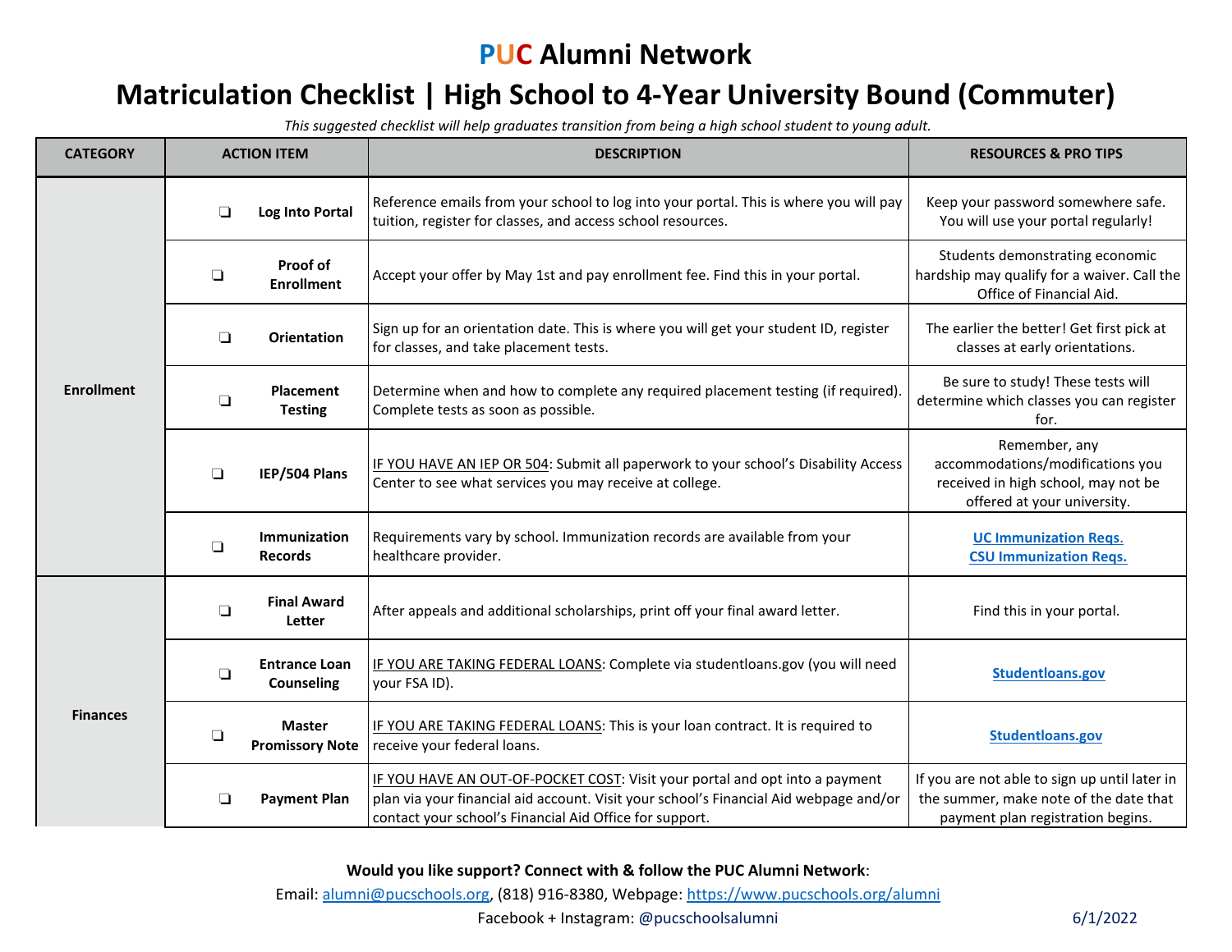# PUC Alumni Network

## Matriculation Checklist | High School to 4-Year University Bound (Commuter)

*This suggested checklist will help graduates transition from being a high school student to young adult.*

| CATEGORY | ACTION ITEM | DESCRIPTION | RESOURCES & PRO TIPS |
|---|---|---|---|
| Enrollment | ❏ **Log Into Portal** | Reference emails from your school to log into your portal. This is where you will pay tuition, register for classes, and access school resources. | Keep your password somewhere safe. You will use your portal regularly! |
| | ❏ **Proof of Enrollment** | Accept your offer by May 1st and pay enrollment fee. Find this in your portal. | Students demonstrating economic hardship may qualify for a waiver. Call the Office of Financial Aid. |
| | ❏ **Orientation** | Sign up for an orientation date. This is where you will get your student ID, register for classes, and take placement tests. | The earlier the better! Get first pick at classes at early orientations. |
| | ❏ **Placement Testing** | Determine when and how to complete any required placement testing (if required). Complete tests as soon as possible. | Be sure to study! These tests will determine which classes you can register for. |
| | ❏ **IEP/504 Plans** | IF YOU HAVE AN IEP OR 504: Submit all paperwork to your school's Disability Access Center to see what services you may receive at college. | Remember, any accommodations/modifications you received in high school, may not be offered at your university. |
| | ❏ **Immunization Records** | Requirements vary by school. Immunization records are available from your healthcare provider. | **UC Immunization Reqs.** **CSU Immunization Reqs.** |
| Finances | ❏ **Final Award Letter** | After appeals and additional scholarships, print off your final award letter. | Find this in your portal. |
| | ❏ **Entrance Loan Counseling** | IF YOU ARE TAKING FEDERAL LOANS: Complete via studentloans.gov (you will need your FSA ID). | **Studentloans.gov** |
| | ❏ **Master Promissory Note** | IF YOU ARE TAKING FEDERAL LOANS: This is your loan contract. It is required to receive your federal loans. | **Studentloans.gov** |
| | ❏ **Payment Plan** | IF YOU HAVE AN OUT-OF-POCKET COST: Visit your portal and opt into a payment plan via your financial aid account. Visit your school's Financial Aid webpage and/or contact your school's Financial Aid Office for support. | If you are not able to sign up until later in the summer, make note of the date that payment plan registration begins. |

**Would you like support? Connect with & follow the PUC Alumni Network**:

Email: alumni@pucschools.org, (818) 916-8380, Webpage: https://www.pucschools.org/alumni

Facebook + Instagram: @pucschoolsalumni

6/1/2022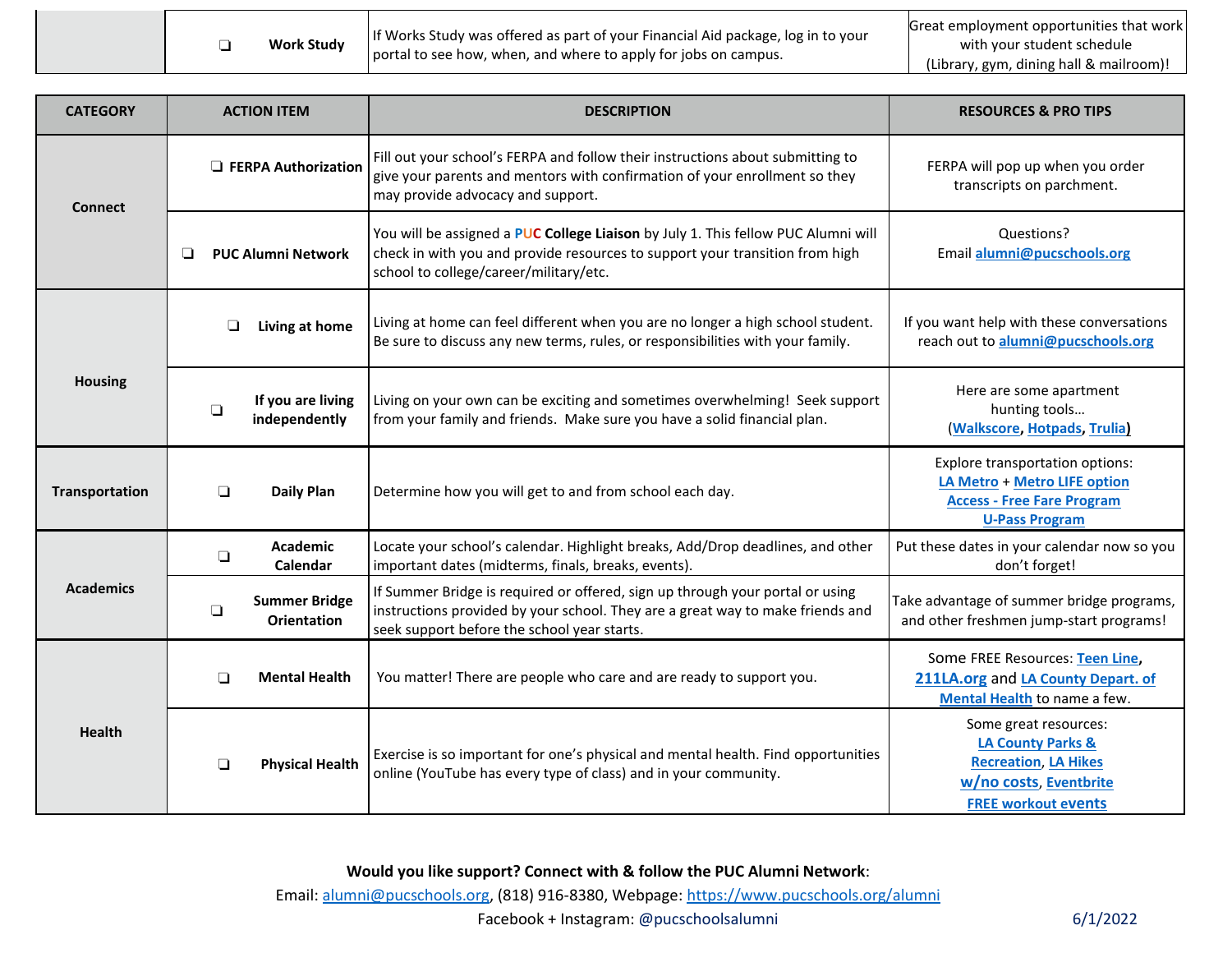| | | | |
|---|---|---|---|
| | ❑ Work Study | If Works Study was offered as part of your Financial Aid package, log in to your portal to see how, when, and where to apply for jobs on campus. | Great employment opportunities that work with your student schedule (Library, gym, dining hall & mailroom)! |

| CATEGORY | ACTION ITEM | DESCRIPTION | RESOURCES & PRO TIPS |
|---|---|---|---|
| Connect | ❑ FERPA Authorization | Fill out your school's FERPA and follow their instructions about submitting to give your parents and mentors with confirmation of your enrollment so they may provide advocacy and support. | FERPA will pop up when you order transcripts on parchment. |
| | ❑ PUC Alumni Network | You will be assigned a **PUC College Liaison** by July 1. This fellow PUC Alumni will check in with you and provide resources to support your transition from high school to college/career/military/etc. | Questions? Email **alumni@pucschools.org** |
| Housing | ❑ Living at home | Living at home can feel different when you are no longer a high school student. Be sure to discuss any new terms, rules, or responsibilities with your family. | If you want help with these conversations reach out to **alumni@pucschools.org** |
| | ❑ If you are living independently | Living on your own can be exciting and sometimes overwhelming! Seek support from your family and friends. Make sure you have a solid financial plan. | Here are some apartment hunting tools… (**Walkscore**, **Hotpads**, **Trulia**) |
| Transportation | ❑ Daily Plan | Determine how you will get to and from school each day. | Explore transportation options: **LA Metro** + **Metro LIFE option** **Access - Free Fare Program** **U-Pass Program** |
| Academics | ❑ Academic Calendar | Locate your school's calendar. Highlight breaks, Add/Drop deadlines, and other important dates (midterms, finals, breaks, events). | Put these dates in your calendar now so you don't forget! |
| | ❑ Summer Bridge Orientation | If Summer Bridge is required or offered, sign up through your portal or using instructions provided by your school. They are a great way to make friends and seek support before the school year starts. | Take advantage of summer bridge programs, and other freshmen jump-start programs! |
| Health | ❑ Mental Health | You matter! There are people who care and are ready to support you. | Some FREE Resources: **Teen Line**, **211LA.org** and **LA County Depart. of Mental Health** to name a few. |
| | ❑ Physical Health | Exercise is so important for one's physical and mental health. Find opportunities online (YouTube has every type of class) and in your community. | Some great resources: **LA County Parks & Recreation**, **LA Hikes w/no costs**, **Eventbrite FREE workout events** |

**Would you like support? Connect with & follow the PUC Alumni Network**:

Email: alumni@pucschools.org, (818) 916-8380, Webpage: https://www.pucschools.org/alumni

Facebook + Instagram: @pucschoolsalumni

6/1/2022